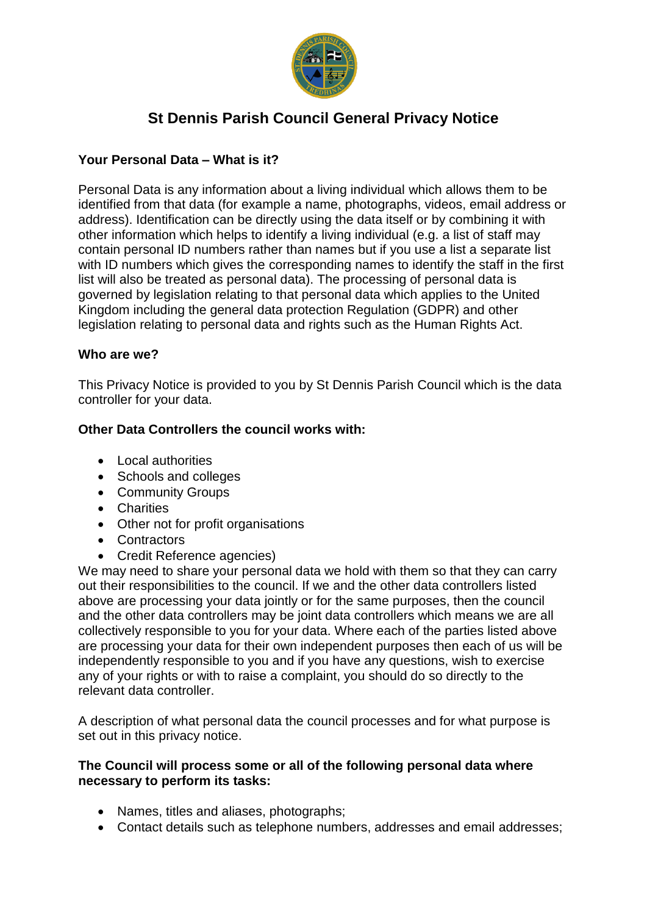# St Dennis Parish Council General Privacy Notice

**Your Personal Data – What is it?**

Personal Data is any information about a living individual which allows them to be identified from that data (for example a name, photographs, videos, email address or address). Identification can be directly using the data itself or by combining it with other information which helps to identify a living individual (e.g. a list of staff may contain personal ID numbers rather than names but if you use a list a separate list with ID numbers which gives the corresponding names to identify the staff in the first list will also be treated as personal data). The processing of personal data is governed by legislation relating to that personal data which applies to the United Kingdom including the general data protection Regulation (GDPR) and other legislation relating to personal data and rights such as the Human Rights Act.

**Who are we?**

This Privacy Notice is provided to you by St Dennis Parish Council which is the data controller for your data.

**Other Data Controllers the council works with:**

- Local authorities
- Schools and colleges
- Community Groups
- Charities
- Other not for profit organisations
- Contractors
- Credit Reference agencies)

We may need to share your personal data we hold with them so that they can carry out their responsibilities to the council. If we and the other data controllers listed above are processing your data jointly or for the same purposes, then the council and the other data controllers may be joint data controllers which means we are all collectively responsible to you for your data. Where each of the parties listed above are processing your data for their own independent purposes then each of us will be independently responsible to you and if you have any questions, wish to exercise any of your rights or with to raise a complaint, you should do so directly to the relevant data controller.

A description of what personal data the council processes and for what purpose is set out in this privacy notice.

**The Council will process some or all of the following personal data where necessary to perform its tasks:**

- Names, titles and aliases, photographs;
- Contact details such as telephone numbers, addresses and email addresses;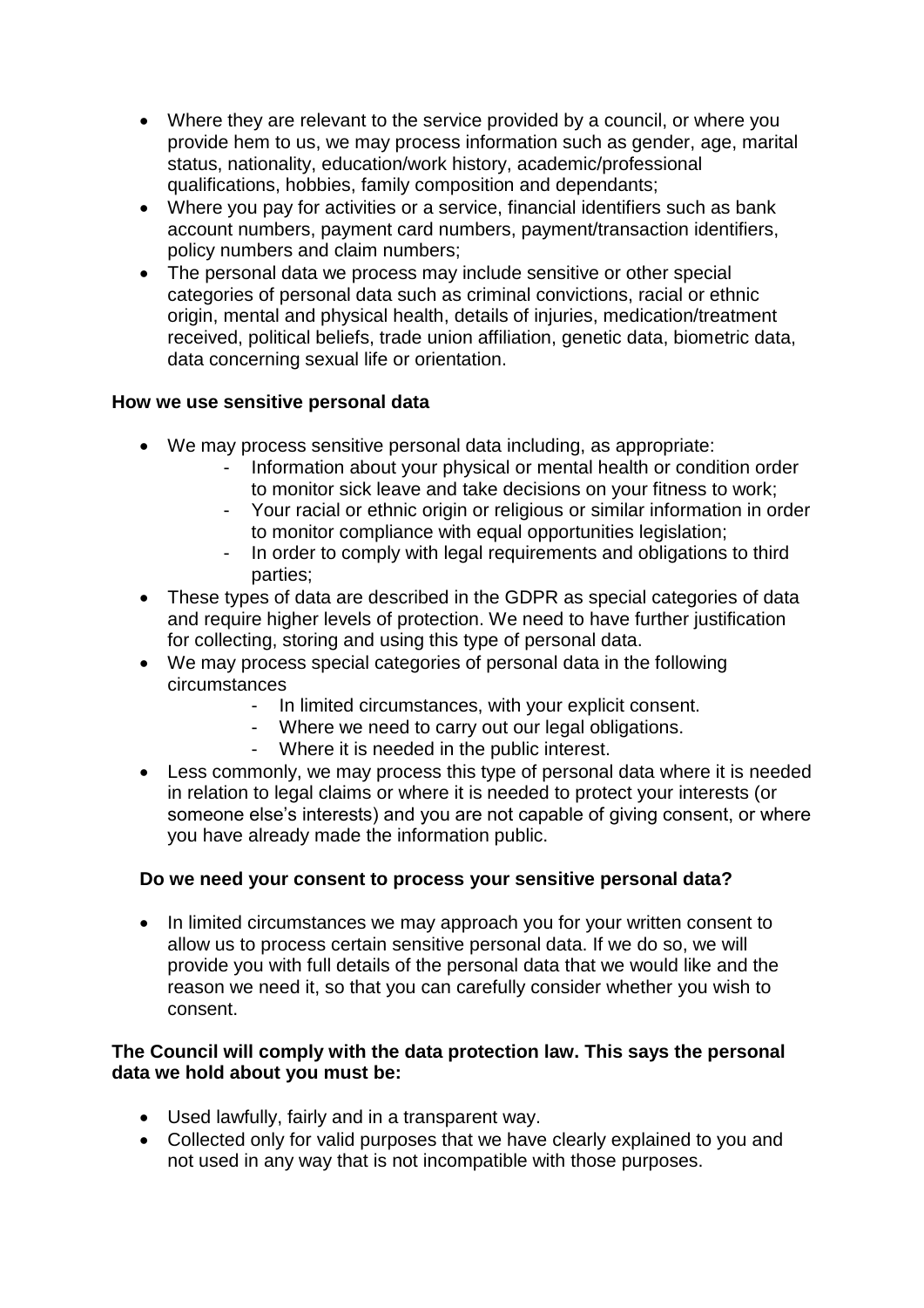- Where they are relevant to the service provided by a council, or where you provide hem to us, we may process information such as gender, age, marital status, nationality, education/work history, academic/professional qualifications, hobbies, family composition and dependants;
- Where you pay for activities or a service, financial identifiers such as bank account numbers, payment card numbers, payment/transaction identifiers, policy numbers and claim numbers;
- The personal data we process may include sensitive or other special categories of personal data such as criminal convictions, racial or ethnic origin, mental and physical health, details of injuries, medication/treatment received, political beliefs, trade union affiliation, genetic data, biometric data, data concerning sexual life or orientation.

**How we use sensitive personal data**

- We may process sensitive personal data including, as appropriate:
  - Information about your physical or mental health or condition order to monitor sick leave and take decisions on your fitness to work;
  - Your racial or ethnic origin or religious or similar information in order to monitor compliance with equal opportunities legislation;
  - In order to comply with legal requirements and obligations to third parties;
- These types of data are described in the GDPR as special categories of data and require higher levels of protection. We need to have further justification for collecting, storing and using this type of personal data.
- We may process special categories of personal data in the following circumstances
  - In limited circumstances, with your explicit consent.
  - Where we need to carry out our legal obligations.
  - Where it is needed in the public interest.
- Less commonly, we may process this type of personal data where it is needed in relation to legal claims or where it is needed to protect your interests (or someone else's interests) and you are not capable of giving consent, or where you have already made the information public.

**Do we need your consent to process your sensitive personal data?**

- In limited circumstances we may approach you for your written consent to allow us to process certain sensitive personal data. If we do so, we will provide you with full details of the personal data that we would like and the reason we need it, so that you can carefully consider whether you wish to consent.

**The Council will comply with the data protection law. This says the personal data we hold about you must be:**

- Used lawfully, fairly and in a transparent way.
- Collected only for valid purposes that we have clearly explained to you and not used in any way that is not incompatible with those purposes.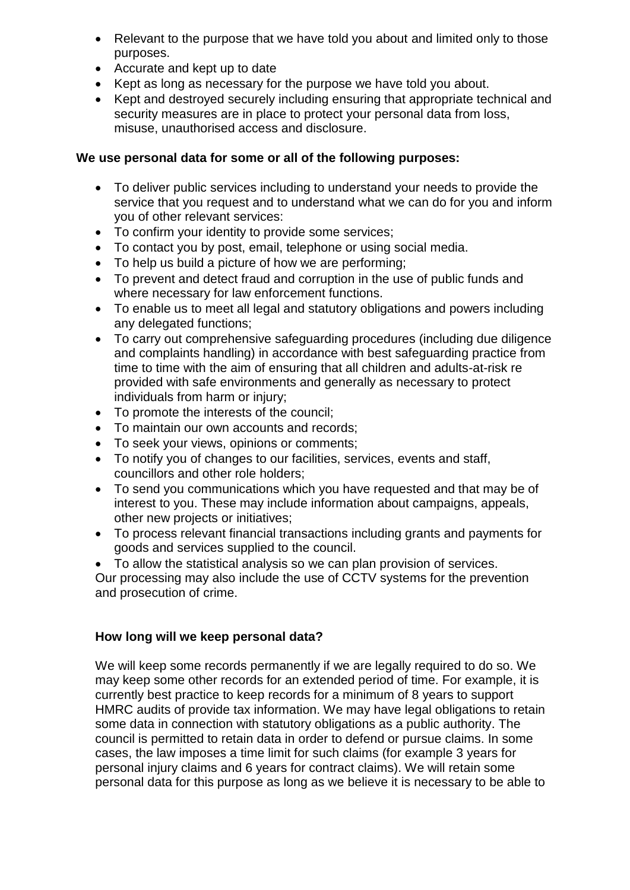- Relevant to the purpose that we have told you about and limited only to those purposes.
- Accurate and kept up to date
- Kept as long as necessary for the purpose we have told you about.
- Kept and destroyed securely including ensuring that appropriate technical and security measures are in place to protect your personal data from loss, misuse, unauthorised access and disclosure.

**We use personal data for some or all of the following purposes:**

- To deliver public services including to understand your needs to provide the service that you request and to understand what we can do for you and inform you of other relevant services:
- To confirm your identity to provide some services;
- To contact you by post, email, telephone or using social media.
- To help us build a picture of how we are performing;
- To prevent and detect fraud and corruption in the use of public funds and where necessary for law enforcement functions.
- To enable us to meet all legal and statutory obligations and powers including any delegated functions;
- To carry out comprehensive safeguarding procedures (including due diligence and complaints handling) in accordance with best safeguarding practice from time to time with the aim of ensuring that all children and adults-at-risk re provided with safe environments and generally as necessary to protect individuals from harm or injury;
- To promote the interests of the council;
- To maintain our own accounts and records;
- To seek your views, opinions or comments;
- To notify you of changes to our facilities, services, events and staff, councillors and other role holders;
- To send you communications which you have requested and that may be of interest to you. These may include information about campaigns, appeals, other new projects or initiatives;
- To process relevant financial transactions including grants and payments for goods and services supplied to the council.
- To allow the statistical analysis so we can plan provision of services.

Our processing may also include the use of CCTV systems for the prevention and prosecution of crime.

**How long will we keep personal data?**

We will keep some records permanently if we are legally required to do so. We may keep some other records for an extended period of time. For example, it is currently best practice to keep records for a minimum of 8 years to support HMRC audits of provide tax information. We may have legal obligations to retain some data in connection with statutory obligations as a public authority. The council is permitted to retain data in order to defend or pursue claims. In some cases, the law imposes a time limit for such claims (for example 3 years for personal injury claims and 6 years for contract claims). We will retain some personal data for this purpose as long as we believe it is necessary to be able to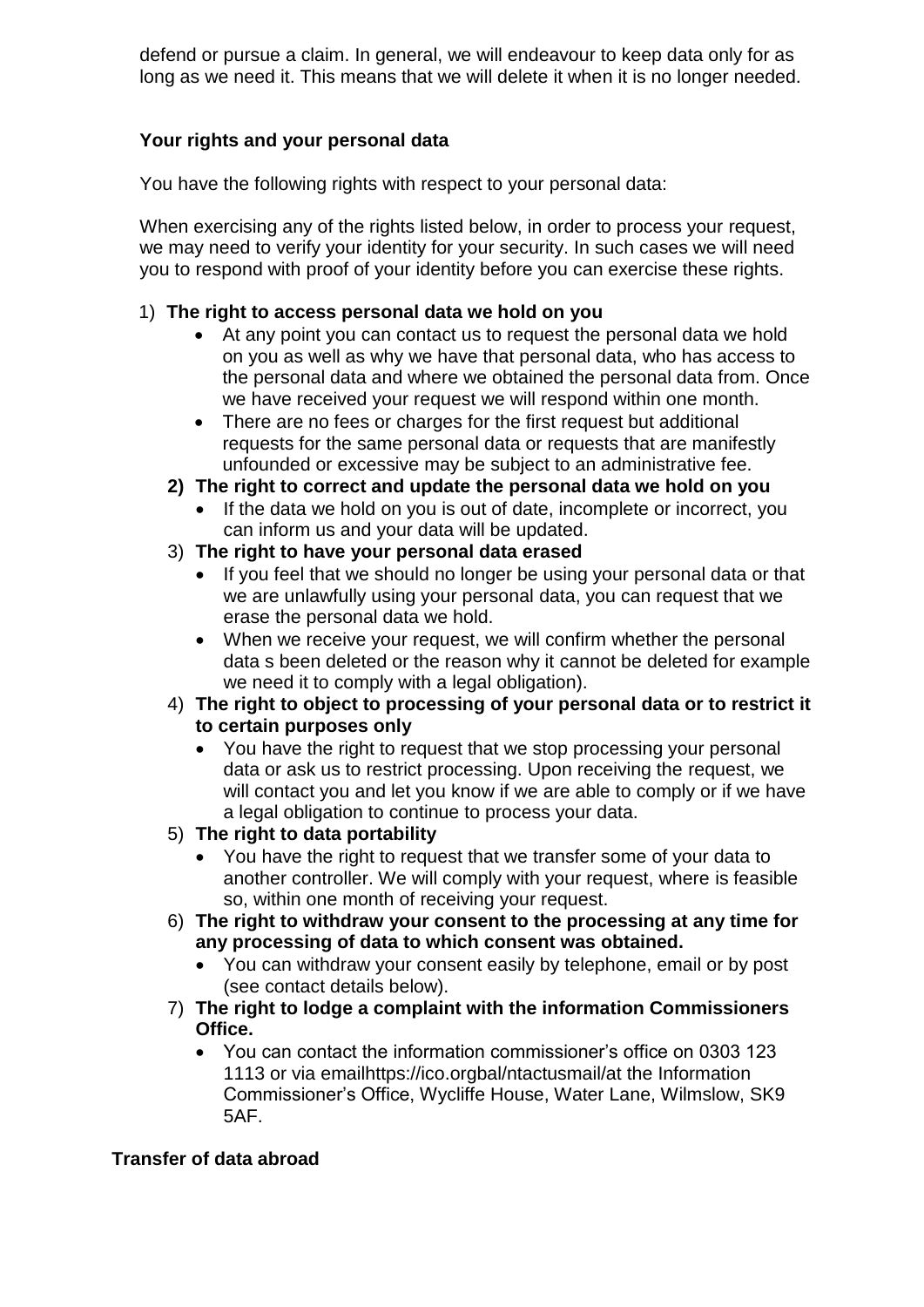defend or pursue a claim. In general, we will endeavour to keep data only for as long as we need it. This means that we will delete it when it is no longer needed.

**Your rights and your personal data**

You have the following rights with respect to your personal data:

When exercising any of the rights listed below, in order to process your request, we may need to verify your identity for your security. In such cases we will need you to respond with proof of your identity before you can exercise these rights.

1) **The right to access personal data we hold on you**
    - At any point you can contact us to request the personal data we hold on you as well as why we have that personal data, who has access to the personal data and where we obtained the personal data from. Once we have received your request we will respond within one month.
    - There are no fees or charges for the first request but additional requests for the same personal data or requests that are manifestly unfounded or excessive may be subject to an administrative fee.
2) **The right to correct and update the personal data we hold on you**
    - If the data we hold on you is out of date, incomplete or incorrect, you can inform us and your data will be updated.
3) **The right to have your personal data erased**
    - If you feel that we should no longer be using your personal data or that we are unlawfully using your personal data, you can request that we erase the personal data we hold.
    - When we receive your request, we will confirm whether the personal data s been deleted or the reason why it cannot be deleted for example we need it to comply with a legal obligation).
4) **The right to object to processing of your personal data or to restrict it to certain purposes only**
    - You have the right to request that we stop processing your personal data or ask us to restrict processing. Upon receiving the request, we will contact you and let you know if we are able to comply or if we have a legal obligation to continue to process your data.
5) **The right to data portability**
    - You have the right to request that we transfer some of your data to another controller. We will comply with your request, where is feasible so, within one month of receiving your request.
6) **The right to withdraw your consent to the processing at any time for any processing of data to which consent was obtained.**
    - You can withdraw your consent easily by telephone, email or by post (see contact details below).
7) **The right to lodge a complaint with the information Commissioners Office.**
    - You can contact the information commissioner's office on 0303 123 1113 or via emailhttps://ico.orgbal/ntactusmail/at the Information Commissioner's Office, Wycliffe House, Water Lane, Wilmslow, SK9 5AF.

**Transfer of data abroad**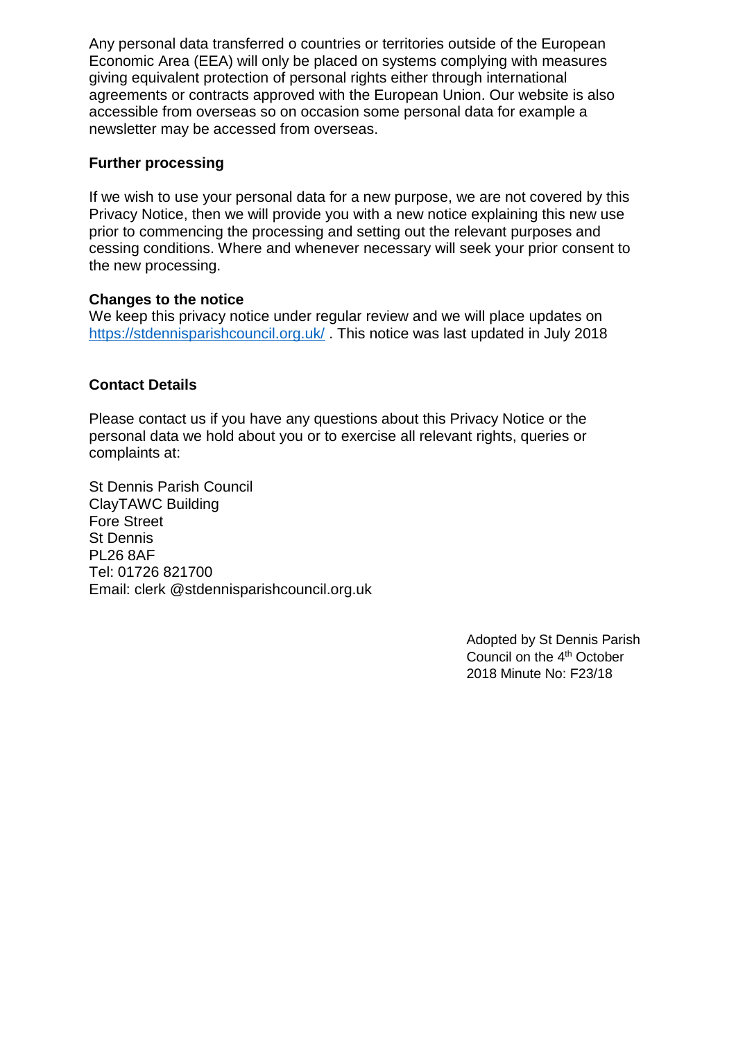Any personal data transferred o countries or territories outside of the European Economic Area (EEA) will only be placed on systems complying with measures giving equivalent protection of personal rights either through international agreements or contracts approved with the European Union. Our website is also accessible from overseas so on occasion some personal data for example a newsletter may be accessed from overseas.

**Further processing**

If we wish to use your personal data for a new purpose, we are not covered by this Privacy Notice, then we will provide you with a new notice explaining this new use prior to commencing the processing and setting out the relevant purposes and cessing conditions. Where and whenever necessary will seek your prior consent to the new processing.

**Changes to the notice**

We keep this privacy notice under regular review and we will place updates on https://stdennisparishcouncil.org.uk/ . This notice was last updated in July 2018

**Contact Details**

Please contact us if you have any questions about this Privacy Notice or the personal data we hold about you or to exercise all relevant rights, queries or complaints at:

St Dennis Parish Council
ClayTAWC Building
Fore Street
St Dennis
PL26 8AF
Tel: 01726 821700
Email: clerk @stdennisparishcouncil.org.uk

Adopted by St Dennis Parish Council on the 4th October 2018 Minute No: F23/18